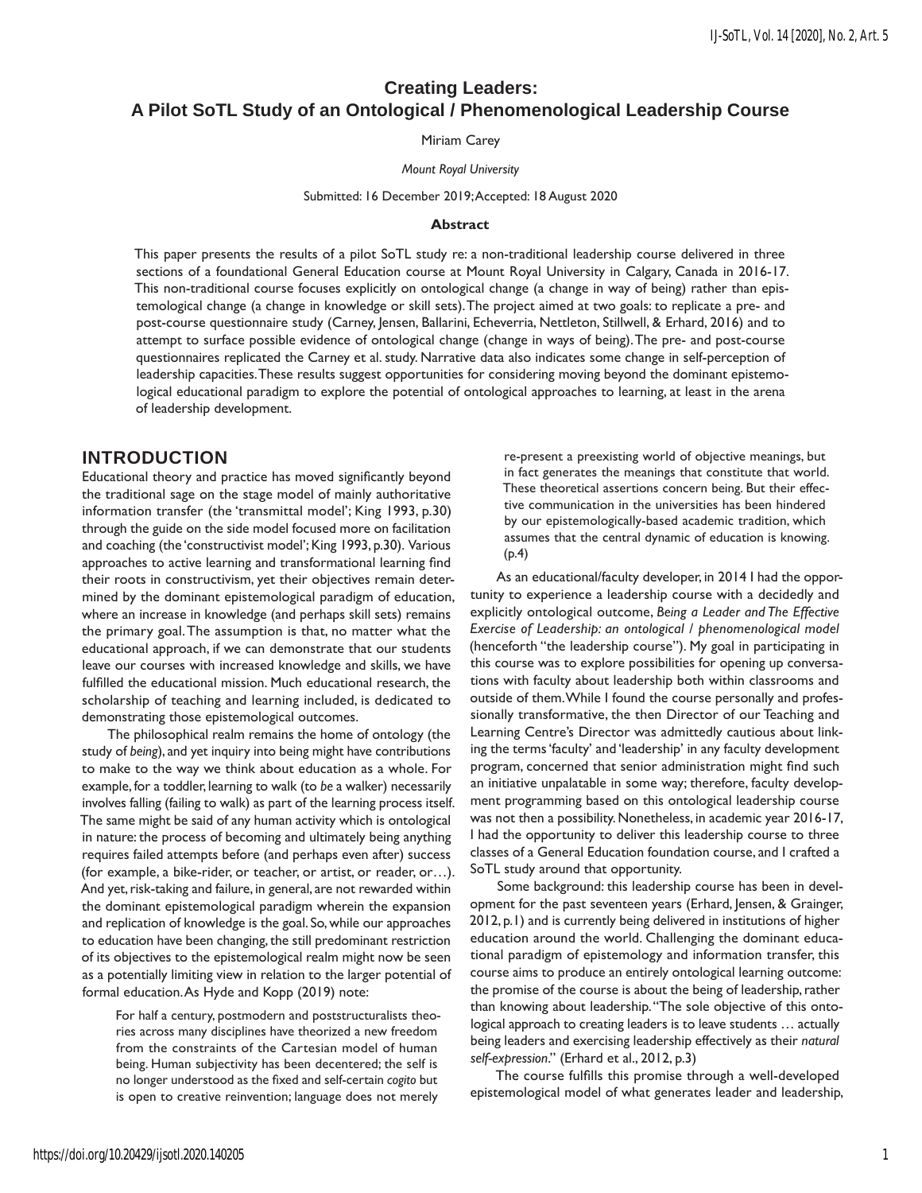# Creating Leaders:
# A Pilot SoTL Study of an Ontological / Phenomenological Leadership Course

Miriam Carey

*Mount Royal University*

Submitted: 16 December 2019; Accepted: 18 August 2020

### Abstract

This paper presents the results of a pilot SoTL study re: a non-traditional leadership course delivered in three sections of a foundational General Education course at Mount Royal University in Calgary, Canada in 2016-17. This non-traditional course focuses explicitly on ontological change (a change in way of being) rather than epistemological change (a change in knowledge or skill sets). The project aimed at two goals: to replicate a pre- and post-course questionnaire study (Carney, Jensen, Ballarini, Echeverria, Nettleton, Stillwell, & Erhard, 2016) and to attempt to surface possible evidence of ontological change (change in ways of being). The pre- and post-course questionnaires replicated the Carney et al. study. Narrative data also indicates some change in self-perception of leadership capacities. These results suggest opportunities for considering moving beyond the dominant epistemological educational paradigm to explore the potential of ontological approaches to learning, at least in the arena of leadership development.

## INTRODUCTION

Educational theory and practice has moved significantly beyond the traditional sage on the stage model of mainly authoritative information transfer (the 'transmittal model'; King 1993, p.30) through the guide on the side model focused more on facilitation and coaching (the 'constructivist model'; King 1993, p.30). Various approaches to active learning and transformational learning find their roots in constructivism, yet their objectives remain determined by the dominant epistemological paradigm of education, where an increase in knowledge (and perhaps skill sets) remains the primary goal. The assumption is that, no matter what the educational approach, if we can demonstrate that our students leave our courses with increased knowledge and skills, we have fulfilled the educational mission. Much educational research, the scholarship of teaching and learning included, is dedicated to demonstrating those epistemological outcomes.

The philosophical realm remains the home of ontology (the study of *being*), and yet inquiry into being might have contributions to make to the way we think about education as a whole. For example, for a toddler, learning to walk (to *be* a walker) necessarily involves falling (failing to walk) as part of the learning process itself. The same might be said of any human activity which is ontological in nature: the process of becoming and ultimately being anything requires failed attempts before (and perhaps even after) success (for example, a bike-rider, or teacher, or artist, or reader, or…). And yet, risk-taking and failure, in general, are not rewarded within the dominant epistemological paradigm wherein the expansion and replication of knowledge is the goal. So, while our approaches to education have been changing, the still predominant restriction of its objectives to the epistemological realm might now be seen as a potentially limiting view in relation to the larger potential of formal education. As Hyde and Kopp (2019) note:

> For half a century, postmodern and poststructuralist theories across many disciplines have theorized a new freedom from the constraints of the Cartesian model of human being. Human subjectivity has been decentered; the self is no longer understood as the fixed and self-certain *cogito* but is open to creative reinvention; language does not merely re-present a preexisting world of objective meanings, but in fact generates the meanings that constitute that world. These theoretical assertions concern being. But their effective communication in the universities has been hindered by our epistemologically-based academic tradition, which assumes that the central dynamic of education is knowing. (p.4)

As an educational/faculty developer, in 2014 I had the opportunity to experience a leadership course with a decidedly and explicitly ontological outcome, *Being a Leader and The Effective Exercise of Leadership: an ontological / phenomenological model* (henceforth "the leadership course"). My goal in participating in this course was to explore possibilities for opening up conversations with faculty about leadership both within classrooms and outside of them. While I found the course personally and professionally transformative, the then Director of our Teaching and Learning Centre's Director was admittedly cautious about linking the terms 'faculty' and 'leadership' in any faculty development program, concerned that senior administration might find such an initiative unpalatable in some way; therefore, faculty development programming based on this ontological leadership course was not then a possibility. Nonetheless, in academic year 2016-17, I had the opportunity to deliver this leadership course to three classes of a General Education foundation course, and I crafted a SoTL study around that opportunity.

Some background: this leadership course has been in development for the past seventeen years (Erhard, Jensen, & Grainger, 2012, p.1) and is currently being delivered in institutions of higher education around the world. Challenging the dominant educational paradigm of epistemology and information transfer, this course aims to produce an entirely ontological learning outcome: the promise of the course is about the being of leadership, rather than knowing about leadership. "The sole objective of this ontological approach to creating leaders is to leave students … actually being leaders and exercising leadership effectively as their *natural self-expression*." (Erhard et al., 2012, p.3)

The course fulfills this promise through a well-developed epistemological model of what generates leader and leadership,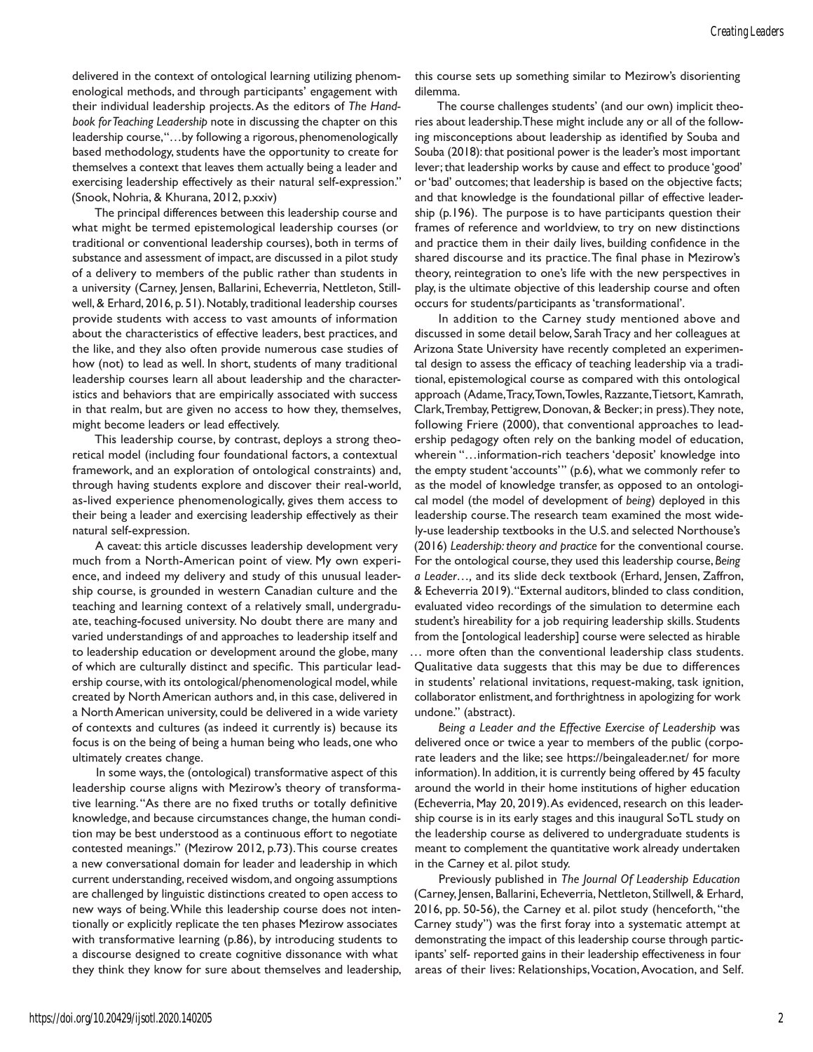delivered in the context of ontological learning utilizing phenomenological methods, and through participants' engagement with their individual leadership projects. As the editors of *The Handbook for Teaching Leadership* note in discussing the chapter on this leadership course, "…by following a rigorous, phenomenologically based methodology, students have the opportunity to create for themselves a context that leaves them actually being a leader and exercising leadership effectively as their natural self-expression." (Snook, Nohria, & Khurana, 2012, p.xxiv)

The principal differences between this leadership course and what might be termed epistemological leadership courses (or traditional or conventional leadership courses), both in terms of substance and assessment of impact, are discussed in a pilot study of a delivery to members of the public rather than students in a university (Carney, Jensen, Ballarini, Echeverria, Nettleton, Stillwell, & Erhard, 2016, p. 51). Notably, traditional leadership courses provide students with access to vast amounts of information about the characteristics of effective leaders, best practices, and the like, and they also often provide numerous case studies of how (not) to lead as well. In short, students of many traditional leadership courses learn all about leadership and the characteristics and behaviors that are empirically associated with success in that realm, but are given no access to how they, themselves, might become leaders or lead effectively.

This leadership course, by contrast, deploys a strong theoretical model (including four foundational factors, a contextual framework, and an exploration of ontological constraints) and, through having students explore and discover their real-world, as-lived experience phenomenologically, gives them access to their being a leader and exercising leadership effectively as their natural self-expression.

A caveat: this article discusses leadership development very much from a North-American point of view. My own experience, and indeed my delivery and study of this unusual leadership course, is grounded in western Canadian culture and the teaching and learning context of a relatively small, undergraduate, teaching-focused university. No doubt there are many and varied understandings of and approaches to leadership itself and to leadership education or development around the globe, many of which are culturally distinct and specific. This particular leadership course, with its ontological/phenomenological model, while created by North American authors and, in this case, delivered in a North American university, could be delivered in a wide variety of contexts and cultures (as indeed it currently is) because its focus is on the being of being a human being who leads, one who ultimately creates change.

In some ways, the (ontological) transformative aspect of this leadership course aligns with Mezirow's theory of transformative learning. "As there are no fixed truths or totally definitive knowledge, and because circumstances change, the human condition may be best understood as a continuous effort to negotiate contested meanings." (Mezirow 2012, p.73). This course creates a new conversational domain for leader and leadership in which current understanding, received wisdom, and ongoing assumptions are challenged by linguistic distinctions created to open access to new ways of being. While this leadership course does not intentionally or explicitly replicate the ten phases Mezirow associates with transformative learning (p.86), by introducing students to a discourse designed to create cognitive dissonance with what they think they know for sure about themselves and leadership, this course sets up something similar to Mezirow's disorienting dilemma.

The course challenges students' (and our own) implicit theories about leadership. These might include any or all of the following misconceptions about leadership as identified by Souba and Souba (2018): that positional power is the leader's most important lever; that leadership works by cause and effect to produce 'good' or 'bad' outcomes; that leadership is based on the objective facts; and that knowledge is the foundational pillar of effective leadership (p.196). The purpose is to have participants question their frames of reference and worldview, to try on new distinctions and practice them in their daily lives, building confidence in the shared discourse and its practice. The final phase in Mezirow's theory, reintegration to one's life with the new perspectives in play, is the ultimate objective of this leadership course and often occurs for students/participants as 'transformational'.

In addition to the Carney study mentioned above and discussed in some detail below, Sarah Tracy and her colleagues at Arizona State University have recently completed an experimental design to assess the efficacy of teaching leadership via a traditional, epistemological course as compared with this ontological approach (Adame, Tracy, Town, Towles, Razzante, Tietsort, Kamrath, Clark, Trembay, Pettigrew, Donovan, & Becker; in press). They note, following Friere (2000), that conventional approaches to leadership pedagogy often rely on the banking model of education, wherein "…information-rich teachers 'deposit' knowledge into the empty student 'accounts'" (p.6), what we commonly refer to as the model of knowledge transfer, as opposed to an ontological model (the model of development of *being*) deployed in this leadership course. The research team examined the most widely-use leadership textbooks in the U.S. and selected Northouse's (2016) *Leadership: theory and practice* for the conventional course. For the ontological course, they used this leadership course, *Being a Leader…,* and its slide deck textbook (Erhard, Jensen, Zaffron, & Echeverria 2019). "External auditors, blinded to class condition, evaluated video recordings of the simulation to determine each student's hireability for a job requiring leadership skills. Students from the [ontological leadership] course were selected as hirable … more often than the conventional leadership class students. Qualitative data suggests that this may be due to differences in students' relational invitations, request-making, task ignition, collaborator enlistment, and forthrightness in apologizing for work undone." (abstract).

*Being a Leader and the Effective Exercise of Leadership* was delivered once or twice a year to members of the public (corporate leaders and the like; see https://beingaleader.net/ for more information). In addition, it is currently being offered by 45 faculty around the world in their home institutions of higher education (Echeverria, May 20, 2019). As evidenced, research on this leadership course is in its early stages and this inaugural SoTL study on the leadership course as delivered to undergraduate students is meant to complement the quantitative work already undertaken in the Carney et al. pilot study.

Previously published in *The Journal Of Leadership Education* (Carney, Jensen, Ballarini, Echeverria, Nettleton, Stillwell, & Erhard, 2016, pp. 50-56), the Carney et al. pilot study (henceforth, "the Carney study") was the first foray into a systematic attempt at demonstrating the impact of this leadership course through participants' self- reported gains in their leadership effectiveness in four areas of their lives: Relationships, Vocation, Avocation, and Self.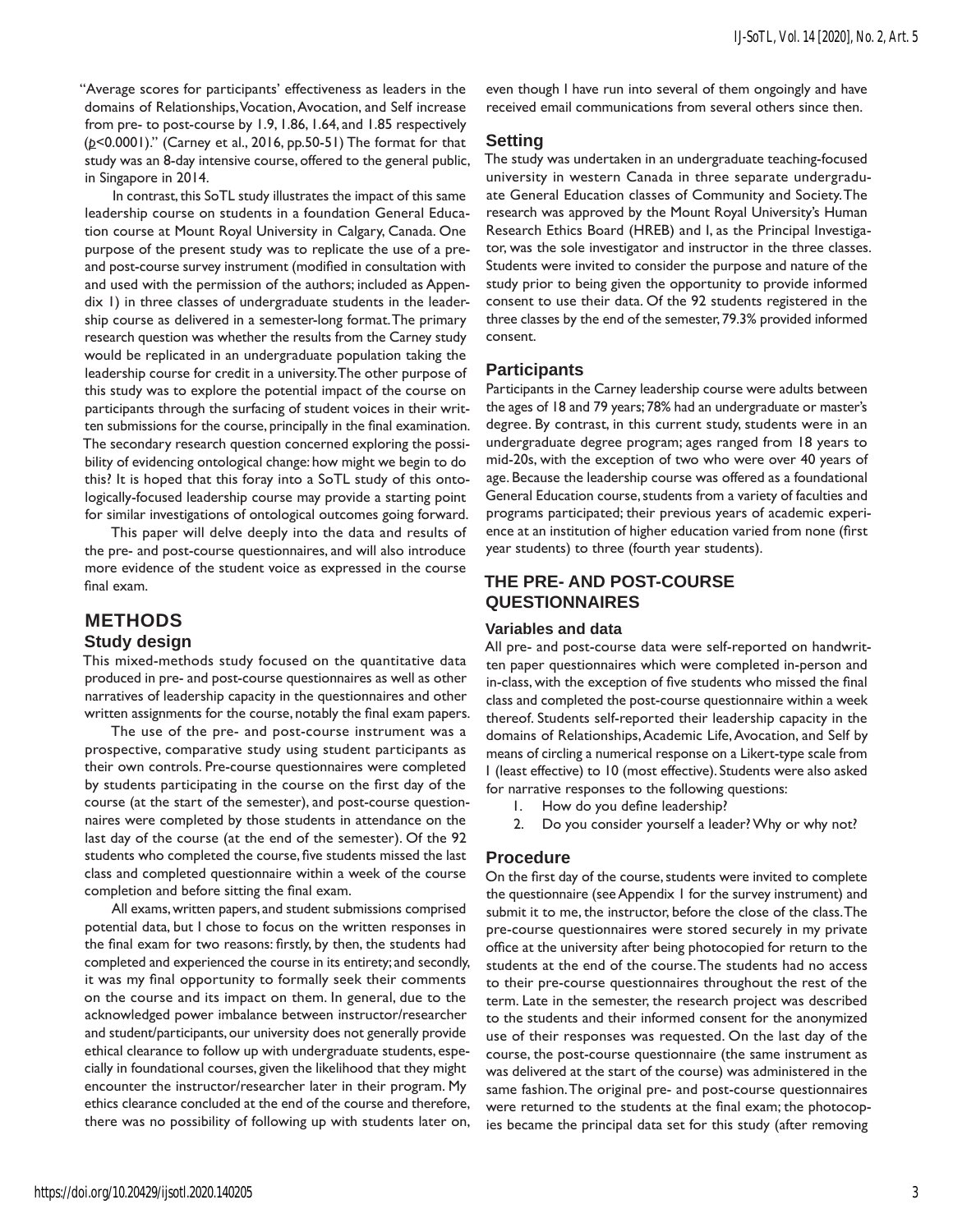"Average scores for participants' effectiveness as leaders in the domains of Relationships, Vocation, Avocation, and Self increase from pre- to post-course by 1.9, 1.86, 1.64, and 1.85 respectively ($p$<0.0001)." (Carney et al., 2016, pp.50-51) The format for that study was an 8-day intensive course, offered to the general public, in Singapore in 2014.

In contrast, this SoTL study illustrates the impact of this same leadership course on students in a foundation General Education course at Mount Royal University in Calgary, Canada. One purpose of the present study was to replicate the use of a pre- and post-course survey instrument (modified in consultation with and used with the permission of the authors; included as Appendix 1) in three classes of undergraduate students in the leadership course as delivered in a semester-long format. The primary research question was whether the results from the Carney study would be replicated in an undergraduate population taking the leadership course for credit in a university. The other purpose of this study was to explore the potential impact of the course on participants through the surfacing of student voices in their written submissions for the course, principally in the final examination. The secondary research question concerned exploring the possibility of evidencing ontological change: how might we begin to do this? It is hoped that this foray into a SoTL study of this ontologically-focused leadership course may provide a starting point for similar investigations of ontological outcomes going forward.

This paper will delve deeply into the data and results of the pre- and post-course questionnaires, and will also introduce more evidence of the student voice as expressed in the course final exam.

## METHODS

### Study design

This mixed-methods study focused on the quantitative data produced in pre- and post-course questionnaires as well as other narratives of leadership capacity in the questionnaires and other written assignments for the course, notably the final exam papers.

The use of the pre- and post-course instrument was a prospective, comparative study using student participants as their own controls. Pre-course questionnaires were completed by students participating in the course on the first day of the course (at the start of the semester), and post-course questionnaires were completed by those students in attendance on the last day of the course (at the end of the semester). Of the 92 students who completed the course, five students missed the last class and completed questionnaire within a week of the course completion and before sitting the final exam.

All exams, written papers, and student submissions comprised potential data, but I chose to focus on the written responses in the final exam for two reasons: firstly, by then, the students had completed and experienced the course in its entirety; and secondly, it was my final opportunity to formally seek their comments on the course and its impact on them. In general, due to the acknowledged power imbalance between instructor/researcher and student/participants, our university does not generally provide ethical clearance to follow up with undergraduate students, especially in foundational courses, given the likelihood that they might encounter the instructor/researcher later in their program. My ethics clearance concluded at the end of the course and therefore, there was no possibility of following up with students later on, even though I have run into several of them ongoingly and have received email communications from several others since then.

### Setting

The study was undertaken in an undergraduate teaching-focused university in western Canada in three separate undergraduate General Education classes of Community and Society. The research was approved by the Mount Royal University's Human Research Ethics Board (HREB) and I, as the Principal Investigator, was the sole investigator and instructor in the three classes. Students were invited to consider the purpose and nature of the study prior to being given the opportunity to provide informed consent to use their data. Of the 92 students registered in the three classes by the end of the semester, 79.3% provided informed consent.

### Participants

Participants in the Carney leadership course were adults between the ages of 18 and 79 years; 78% had an undergraduate or master's degree. By contrast, in this current study, students were in an undergraduate degree program; ages ranged from 18 years to mid-20s, with the exception of two who were over 40 years of age. Because the leadership course was offered as a foundational General Education course, students from a variety of faculties and programs participated; their previous years of academic experience at an institution of higher education varied from none (first year students) to three (fourth year students).

## THE PRE- AND POST-COURSE QUESTIONNAIRES

### Variables and data

All pre- and post-course data were self-reported on handwritten paper questionnaires which were completed in-person and in-class, with the exception of five students who missed the final class and completed the post-course questionnaire within a week thereof. Students self-reported their leadership capacity in the domains of Relationships, Academic Life, Avocation, and Self by means of circling a numerical response on a Likert-type scale from 1 (least effective) to 10 (most effective). Students were also asked for narrative responses to the following questions:

1. How do you define leadership?
2. Do you consider yourself a leader? Why or why not?

### Procedure

On the first day of the course, students were invited to complete the questionnaire (see Appendix 1 for the survey instrument) and submit it to me, the instructor, before the close of the class. The pre-course questionnaires were stored securely in my private office at the university after being photocopied for return to the students at the end of the course. The students had no access to their pre-course questionnaires throughout the rest of the term. Late in the semester, the research project was described to the students and their informed consent for the anonymized use of their responses was requested. On the last day of the course, the post-course questionnaire (the same instrument as was delivered at the start of the course) was administered in the same fashion. The original pre- and post-course questionnaires were returned to the students at the final exam; the photocopies became the principal data set for this study (after removing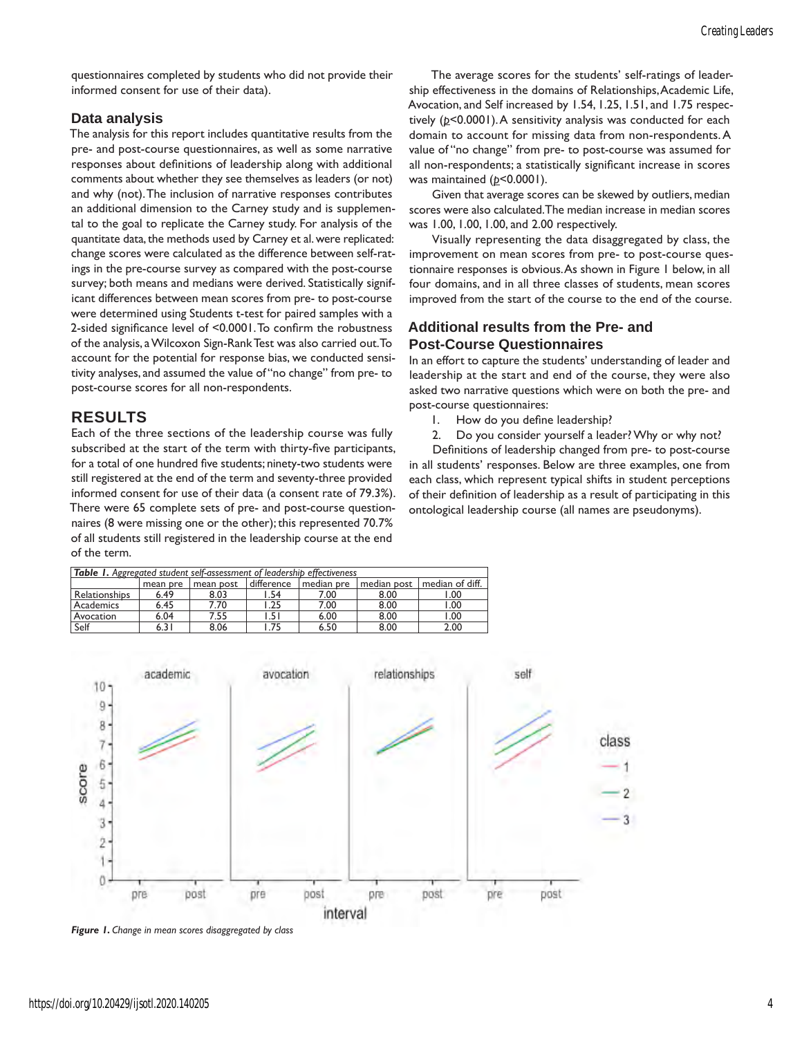questionnaires completed by students who did not provide their informed consent for use of their data).

### Data analysis

The analysis for this report includes quantitative results from the pre- and post-course questionnaires, as well as some narrative responses about definitions of leadership along with additional comments about whether they see themselves as leaders (or not) and why (not). The inclusion of narrative responses contributes an additional dimension to the Carney study and is supplemental to the goal to replicate the Carney study. For analysis of the quantitate data, the methods used by Carney et al. were replicated: change scores were calculated as the difference between self-ratings in the pre-course survey as compared with the post-course survey; both means and medians were derived. Statistically significant differences between mean scores from pre- to post-course were determined using Students t-test for paired samples with a 2-sided significance level of <0.0001. To confirm the robustness of the analysis, a Wilcoxon Sign-Rank Test was also carried out. To account for the potential for response bias, we conducted sensitivity analyses, and assumed the value of "no change" from pre- to post-course scores for all non-respondents.

## RESULTS

Each of the three sections of the leadership course was fully subscribed at the start of the term with thirty-five participants, for a total of one hundred five students; ninety-two students were still registered at the end of the term and seventy-three provided informed consent for use of their data (a consent rate of 79.3%). There were 65 complete sets of pre- and post-course questionnaires (8 were missing one or the other); this represented 70.7% of all students still registered in the leadership course at the end of the term.

The average scores for the students' self-ratings of leadership effectiveness in the domains of Relationships, Academic Life, Avocation, and Self increased by 1.54, 1.25, 1.51, and 1.75 respectively ($p<0.0001$). A sensitivity analysis was conducted for each domain to account for missing data from non-respondents. A value of "no change" from pre- to post-course was assumed for all non-respondents; a statistically significant increase in scores was maintained ($p<0.0001$).

Given that average scores can be skewed by outliers, median scores were also calculated. The median increase in median scores was 1.00, 1.00, 1.00, and 2.00 respectively.

Visually representing the data disaggregated by class, the improvement on mean scores from pre- to post-course questionnaire responses is obvious. As shown in Figure 1 below, in all four domains, and in all three classes of students, mean scores improved from the start of the course to the end of the course.

### Additional results from the Pre- and Post-Course Questionnaires

In an effort to capture the students' understanding of leader and leadership at the start and end of the course, they were also asked two narrative questions which were on both the pre- and post-course questionnaires:

1. How do you define leadership?
2. Do you consider yourself a leader? Why or why not?

Definitions of leadership changed from pre- to post-course in all students' responses. Below are three examples, one from each class, which represent typical shifts in student perceptions of their definition of leadership as a result of participating in this ontological leadership course (all names are pseudonyms).

***Table 1.*** *Aggregated student self-assessment of leadership effectiveness*

| | mean pre | mean post | difference | median pre | median post | median of diff. |
|---|---|---|---|---|---|---|
| Relationships | 6.49 | 8.03 | 1.54 | 7.00 | 8.00 | 1.00 |
| Academics | 6.45 | 7.70 | 1.25 | 7.00 | 8.00 | 1.00 |
| Avocation | 6.04 | 7.55 | 1.51 | 6.00 | 8.00 | 1.00 |
| Self | 6.31 | 8.06 | 1.75 | 6.50 | 8.00 | 2.00 |

***Figure 1.*** *Change in mean scores disaggregated by class*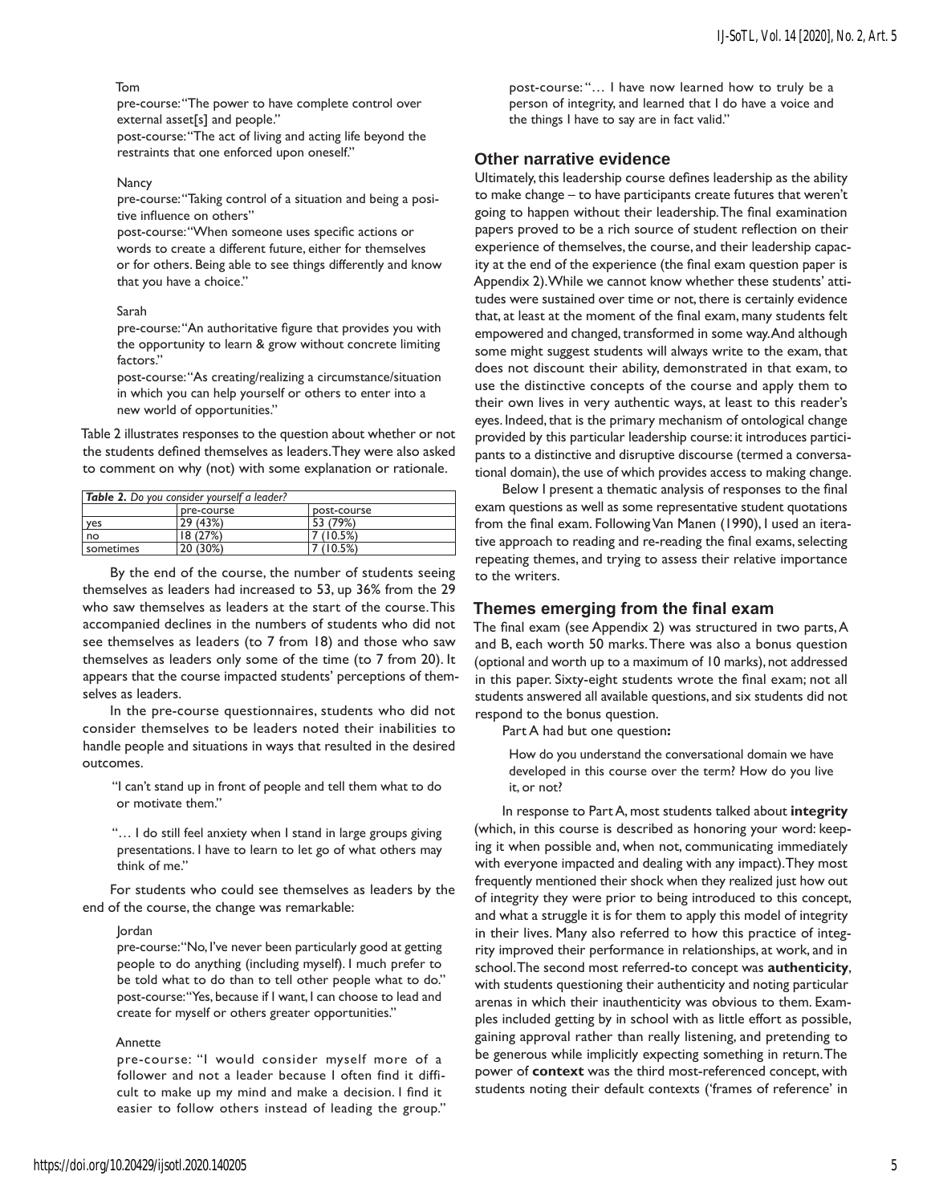Tom

pre-course: "The power to have complete control over external asset[s] and people."

post-course: "The act of living and acting life beyond the restraints that one enforced upon oneself."

Nancy

pre-course: "Taking control of a situation and being a positive influence on others"

post-course: "When someone uses specific actions or words to create a different future, either for themselves or for others. Being able to see things differently and know that you have a choice."

Sarah

pre-course: "An authoritative figure that provides you with the opportunity to learn & grow without concrete limiting factors."

post-course: "As creating/realizing a circumstance/situation in which you can help yourself or others to enter into a new world of opportunities."

Table 2 illustrates responses to the question about whether or not the students defined themselves as leaders. They were also asked to comment on why (not) with some explanation or rationale.

***Table 2.** Do you consider yourself a leader?*

| | pre-course | post-course |
|---|---|---|
| yes | 29 (43%) | 53 (79%) |
| no | 18 (27%) | 7 (10.5%) |
| sometimes | 20 (30%) | 7 (10.5%) |

By the end of the course, the number of students seeing themselves as leaders had increased to 53, up 36% from the 29 who saw themselves as leaders at the start of the course. This accompanied declines in the numbers of students who did not see themselves as leaders (to 7 from 18) and those who saw themselves as leaders only some of the time (to 7 from 20). It appears that the course impacted students' perceptions of themselves as leaders.

In the pre-course questionnaires, students who did not consider themselves to be leaders noted their inabilities to handle people and situations in ways that resulted in the desired outcomes.

> "I can't stand up in front of people and tell them what to do or motivate them."

> "… I do still feel anxiety when I stand in large groups giving presentations. I have to learn to let go of what others may think of me."

For students who could see themselves as leaders by the end of the course, the change was remarkable:

Jordan

pre-course: "No, I've never been particularly good at getting people to do anything (including myself). I much prefer to be told what to do than to tell other people what to do."

post-course: "Yes, because if I want, I can choose to lead and create for myself or others greater opportunities."

Annette

pre-course: "I would consider myself more of a follower and not a leader because I often find it difficult to make up my mind and make a decision. I find it easier to follow others instead of leading the group."

post-course: "… I have now learned how to truly be a person of integrity, and learned that I do have a voice and the things I have to say are in fact valid."

## Other narrative evidence

Ultimately, this leadership course defines leadership as the ability to make change – to have participants create futures that weren't going to happen without their leadership. The final examination papers proved to be a rich source of student reflection on their experience of themselves, the course, and their leadership capacity at the end of the experience (the final exam question paper is Appendix 2). While we cannot know whether these students' attitudes were sustained over time or not, there is certainly evidence that, at least at the moment of the final exam, many students felt empowered and changed, transformed in some way. And although some might suggest students will always write to the exam, that does not discount their ability, demonstrated in that exam, to use the distinctive concepts of the course and apply them to their own lives in very authentic ways, at least to this reader's eyes. Indeed, that is the primary mechanism of ontological change provided by this particular leadership course: it introduces participants to a distinctive and disruptive discourse (termed a conversational domain), the use of which provides access to making change.

Below I present a thematic analysis of responses to the final exam questions as well as some representative student quotations from the final exam. Following Van Manen (1990), I used an iterative approach to reading and re-reading the final exams, selecting repeating themes, and trying to assess their relative importance to the writers.

## Themes emerging from the final exam

The final exam (see Appendix 2) was structured in two parts, A and B, each worth 50 marks. There was also a bonus question (optional and worth up to a maximum of 10 marks), not addressed in this paper. Sixty-eight students wrote the final exam; not all students answered all available questions, and six students did not respond to the bonus question.

Part A had but one question**:**

> How do you understand the conversational domain we have developed in this course over the term? How do you live it, or not?

In response to Part A, most students talked about **integrity** (which, in this course is described as honoring your word: keeping it when possible and, when not, communicating immediately with everyone impacted and dealing with any impact). They most frequently mentioned their shock when they realized just how out of integrity they were prior to being introduced to this concept, and what a struggle it is for them to apply this model of integrity in their lives. Many also referred to how this practice of integrity improved their performance in relationships, at work, and in school. The second most referred-to concept was **authenticity**, with students questioning their authenticity and noting particular arenas in which their inauthenticity was obvious to them. Examples included getting by in school with as little effort as possible, gaining approval rather than really listening, and pretending to be generous while implicitly expecting something in return. The power of **context** was the third most-referenced concept, with students noting their default contexts ('frames of reference' in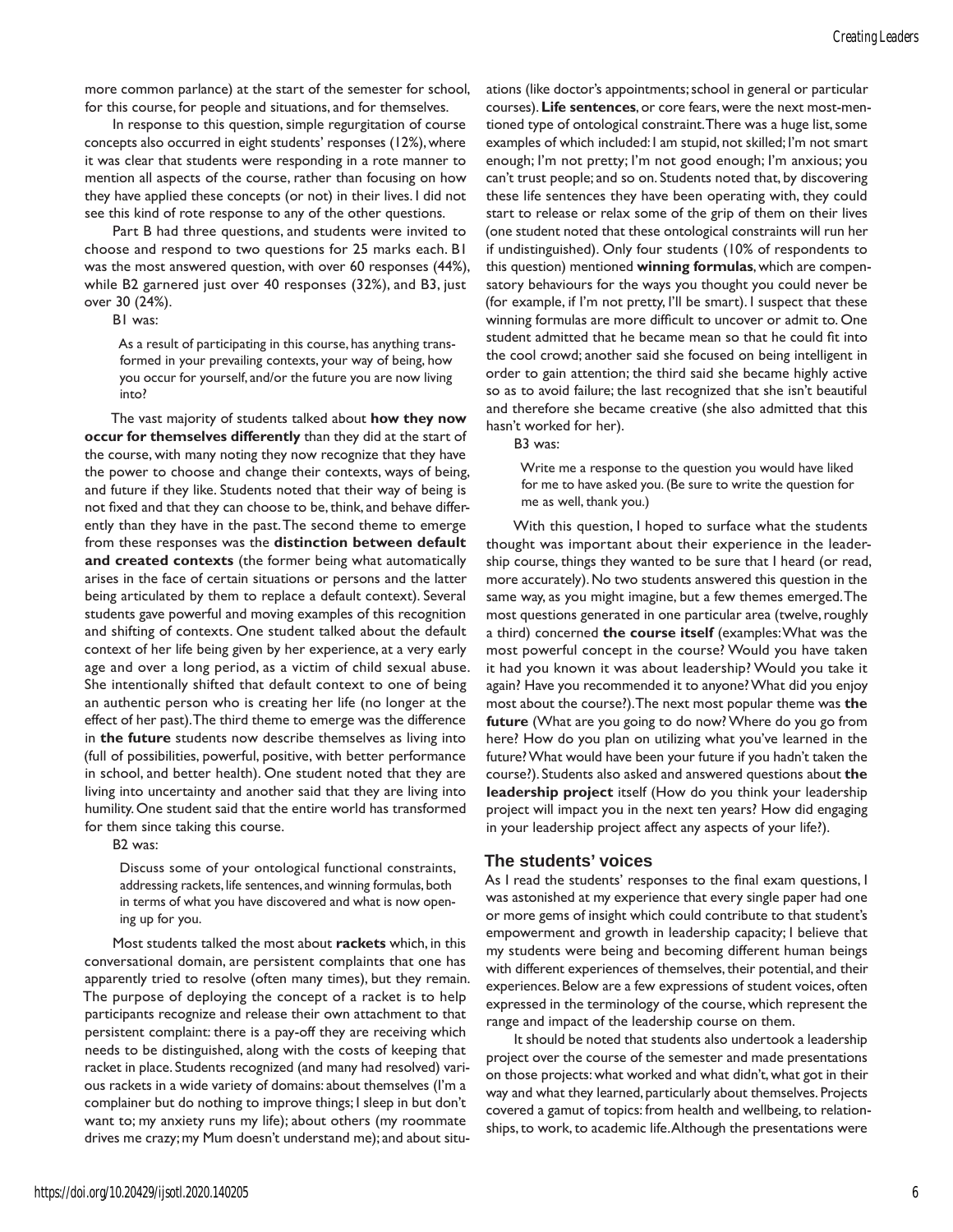more common parlance) at the start of the semester for school, for this course, for people and situations, and for themselves.

In response to this question, simple regurgitation of course concepts also occurred in eight students' responses (12%), where it was clear that students were responding in a rote manner to mention all aspects of the course, rather than focusing on how they have applied these concepts (or not) in their lives. I did not see this kind of rote response to any of the other questions.

Part B had three questions, and students were invited to choose and respond to two questions for 25 marks each. B1 was the most answered question, with over 60 responses (44%), while B2 garnered just over 40 responses (32%), and B3, just over 30 (24%).

B1 was:

> As a result of participating in this course, has anything transformed in your prevailing contexts, your way of being, how you occur for yourself, and/or the future you are now living into?

The vast majority of students talked about **how they now occur for themselves differently** than they did at the start of the course, with many noting they now recognize that they have the power to choose and change their contexts, ways of being, and future if they like. Students noted that their way of being is not fixed and that they can choose to be, think, and behave differently than they have in the past. The second theme to emerge from these responses was the **distinction between default and created contexts** (the former being what automatically arises in the face of certain situations or persons and the latter being articulated by them to replace a default context). Several students gave powerful and moving examples of this recognition and shifting of contexts. One student talked about the default context of her life being given by her experience, at a very early age and over a long period, as a victim of child sexual abuse. She intentionally shifted that default context to one of being an authentic person who is creating her life (no longer at the effect of her past). The third theme to emerge was the difference in **the future** students now describe themselves as living into (full of possibilities, powerful, positive, with better performance in school, and better health). One student noted that they are living into uncertainty and another said that they are living into humility. One student said that the entire world has transformed for them since taking this course.

B2 was:

> Discuss some of your ontological functional constraints, addressing rackets, life sentences, and winning formulas, both in terms of what you have discovered and what is now opening up for you.

Most students talked the most about **rackets** which, in this conversational domain, are persistent complaints that one has apparently tried to resolve (often many times), but they remain. The purpose of deploying the concept of a racket is to help participants recognize and release their own attachment to that persistent complaint: there is a pay-off they are receiving which needs to be distinguished, along with the costs of keeping that racket in place. Students recognized (and many had resolved) various rackets in a wide variety of domains: about themselves (I'm a complainer but do nothing to improve things; I sleep in but don't want to; my anxiety runs my life); about others (my roommate drives me crazy; my Mum doesn't understand me); and about situations (like doctor's appointments; school in general or particular courses). **Life sentences**, or core fears, were the next most-mentioned type of ontological constraint. There was a huge list, some examples of which included: I am stupid, not skilled; I'm not smart enough; I'm not pretty; I'm not good enough; I'm anxious; you can't trust people; and so on. Students noted that, by discovering these life sentences they have been operating with, they could start to release or relax some of the grip of them on their lives (one student noted that these ontological constraints will run her if undistinguished). Only four students (10% of respondents to this question) mentioned **winning formulas**, which are compensatory behaviours for the ways you thought you could never be (for example, if I'm not pretty, I'll be smart). I suspect that these winning formulas are more difficult to uncover or admit to. One student admitted that he became mean so that he could fit into the cool crowd; another said she focused on being intelligent in order to gain attention; the third said she became highly active so as to avoid failure; the last recognized that she isn't beautiful and therefore she became creative (she also admitted that this hasn't worked for her).

B3 was:

> Write me a response to the question you would have liked for me to have asked you. (Be sure to write the question for me as well, thank you.)

With this question, I hoped to surface what the students thought was important about their experience in the leadership course, things they wanted to be sure that I heard (or read, more accurately). No two students answered this question in the same way, as you might imagine, but a few themes emerged. The most questions generated in one particular area (twelve, roughly a third) concerned **the course itself** (examples: What was the most powerful concept in the course? Would you have taken it had you known it was about leadership? Would you take it again? Have you recommended it to anyone? What did you enjoy most about the course?). The next most popular theme was **the future** (What are you going to do now? Where do you go from here? How do you plan on utilizing what you've learned in the future? What would have been your future if you hadn't taken the course?). Students also asked and answered questions about **the leadership project** itself (How do you think your leadership project will impact you in the next ten years? How did engaging in your leadership project affect any aspects of your life?).

## The students' voices

As I read the students' responses to the final exam questions, I was astonished at my experience that every single paper had one or more gems of insight which could contribute to that student's empowerment and growth in leadership capacity; I believe that my students were being and becoming different human beings with different experiences of themselves, their potential, and their experiences. Below are a few expressions of student voices, often expressed in the terminology of the course, which represent the range and impact of the leadership course on them.

It should be noted that students also undertook a leadership project over the course of the semester and made presentations on those projects: what worked and what didn't, what got in their way and what they learned, particularly about themselves. Projects covered a gamut of topics: from health and wellbeing, to relationships, to work, to academic life. Although the presentations were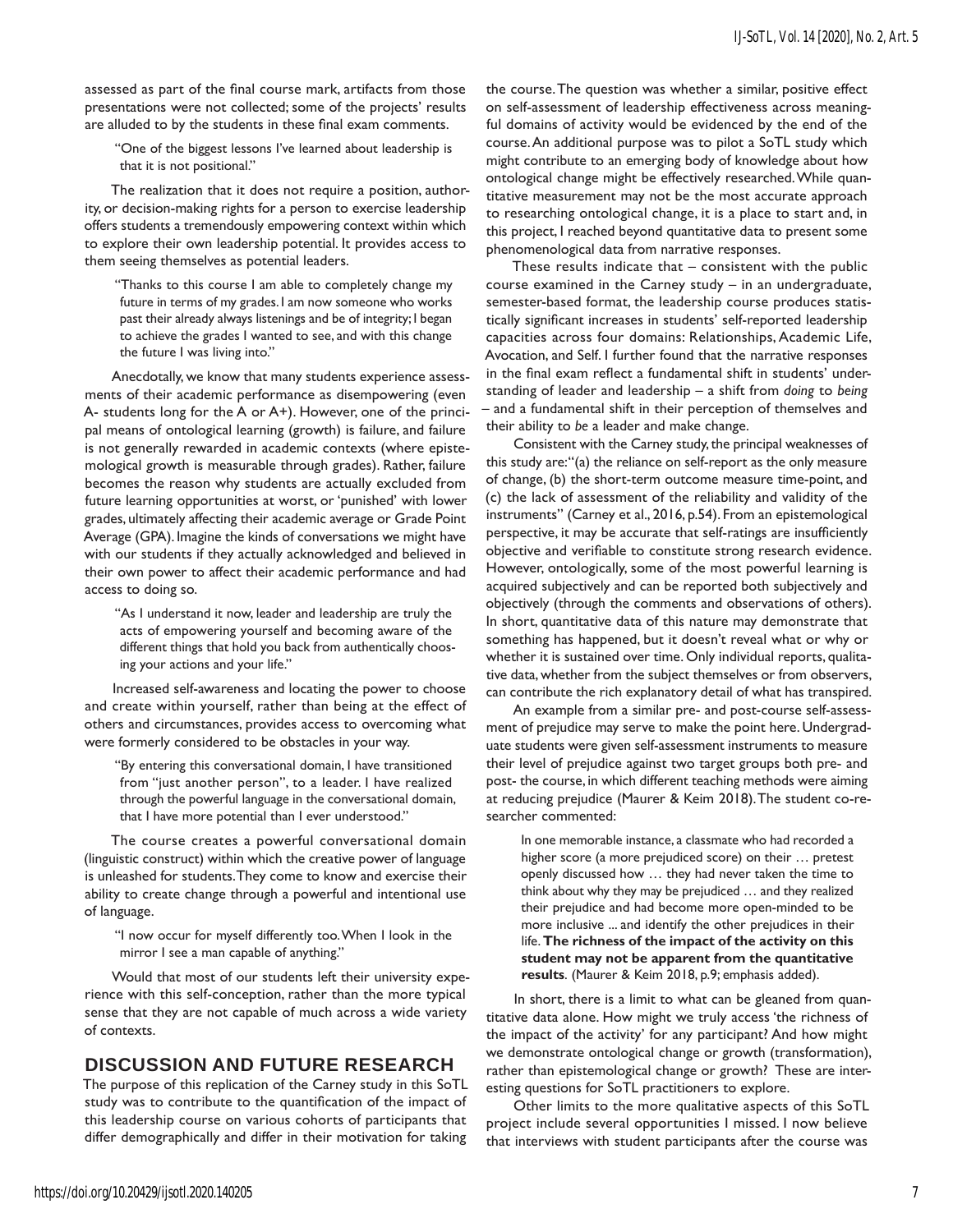assessed as part of the final course mark, artifacts from those presentations were not collected; some of the projects' results are alluded to by the students in these final exam comments.

> "One of the biggest lessons I've learned about leadership is that it is not positional."

The realization that it does not require a position, authority, or decision-making rights for a person to exercise leadership offers students a tremendously empowering context within which to explore their own leadership potential. It provides access to them seeing themselves as potential leaders.

> "Thanks to this course I am able to completely change my future in terms of my grades. I am now someone who works past their already always listenings and be of integrity; I began to achieve the grades I wanted to see, and with this change the future I was living into."

Anecdotally, we know that many students experience assessments of their academic performance as disempowering (even A- students long for the A or A+). However, one of the principal means of ontological learning (growth) is failure, and failure is not generally rewarded in academic contexts (where epistemological growth is measurable through grades). Rather, failure becomes the reason why students are actually excluded from future learning opportunities at worst, or 'punished' with lower grades, ultimately affecting their academic average or Grade Point Average (GPA). Imagine the kinds of conversations we might have with our students if they actually acknowledged and believed in their own power to affect their academic performance and had access to doing so.

> "As I understand it now, leader and leadership are truly the acts of empowering yourself and becoming aware of the different things that hold you back from authentically choosing your actions and your life."

Increased self-awareness and locating the power to choose and create within yourself, rather than being at the effect of others and circumstances, provides access to overcoming what were formerly considered to be obstacles in your way.

> "By entering this conversational domain, I have transitioned from "just another person", to a leader. I have realized through the powerful language in the conversational domain, that I have more potential than I ever understood."

The course creates a powerful conversational domain (linguistic construct) within which the creative power of language is unleashed for students. They come to know and exercise their ability to create change through a powerful and intentional use of language.

> "I now occur for myself differently too. When I look in the mirror I see a man capable of anything."

Would that most of our students left their university experience with this self-conception, rather than the more typical sense that they are not capable of much across a wide variety of contexts.

## DISCUSSION AND FUTURE RESEARCH

The purpose of this replication of the Carney study in this SoTL study was to contribute to the quantification of the impact of this leadership course on various cohorts of participants that differ demographically and differ in their motivation for taking the course. The question was whether a similar, positive effect on self-assessment of leadership effectiveness across meaningful domains of activity would be evidenced by the end of the course. An additional purpose was to pilot a SoTL study which might contribute to an emerging body of knowledge about how ontological change might be effectively researched. While quantitative measurement may not be the most accurate approach to researching ontological change, it is a place to start and, in this project, I reached beyond quantitative data to present some phenomenological data from narrative responses.

These results indicate that – consistent with the public course examined in the Carney study – in an undergraduate, semester-based format, the leadership course produces statistically significant increases in students' self-reported leadership capacities across four domains: Relationships, Academic Life, Avocation, and Self. I further found that the narrative responses in the final exam reflect a fundamental shift in students' understanding of leader and leadership – a shift from *doing* to *being* – and a fundamental shift in their perception of themselves and their ability to *be* a leader and make change.

Consistent with the Carney study, the principal weaknesses of this study are: "(a) the reliance on self-report as the only measure of change, (b) the short-term outcome measure time-point, and (c) the lack of assessment of the reliability and validity of the instruments" (Carney et al., 2016, p.54). From an epistemological perspective, it may be accurate that self-ratings are insufficiently objective and verifiable to constitute strong research evidence. However, ontologically, some of the most powerful learning is acquired subjectively and can be reported both subjectively and objectively (through the comments and observations of others). In short, quantitative data of this nature may demonstrate that something has happened, but it doesn't reveal what or why or whether it is sustained over time. Only individual reports, qualitative data, whether from the subject themselves or from observers, can contribute the rich explanatory detail of what has transpired.

An example from a similar pre- and post-course self-assessment of prejudice may serve to make the point here. Undergraduate students were given self-assessment instruments to measure their level of prejudice against two target groups both pre- and post- the course, in which different teaching methods were aiming at reducing prejudice (Maurer & Keim 2018). The student co-researcher commented:

> In one memorable instance, a classmate who had recorded a higher score (a more prejudiced score) on their … pretest openly discussed how … they had never taken the time to think about why they may be prejudiced … and they realized their prejudice and had become more open-minded to be more inclusive ... and identify the other prejudices in their life. **The richness of the impact of the activity on this student may not be apparent from the quantitative results**. (Maurer & Keim 2018, p.9; emphasis added).

In short, there is a limit to what can be gleaned from quantitative data alone. How might we truly access 'the richness of the impact of the activity' for any participant? And how might we demonstrate ontological change or growth (transformation), rather than epistemological change or growth? These are interesting questions for SoTL practitioners to explore.

Other limits to the more qualitative aspects of this SoTL project include several opportunities I missed. I now believe that interviews with student participants after the course was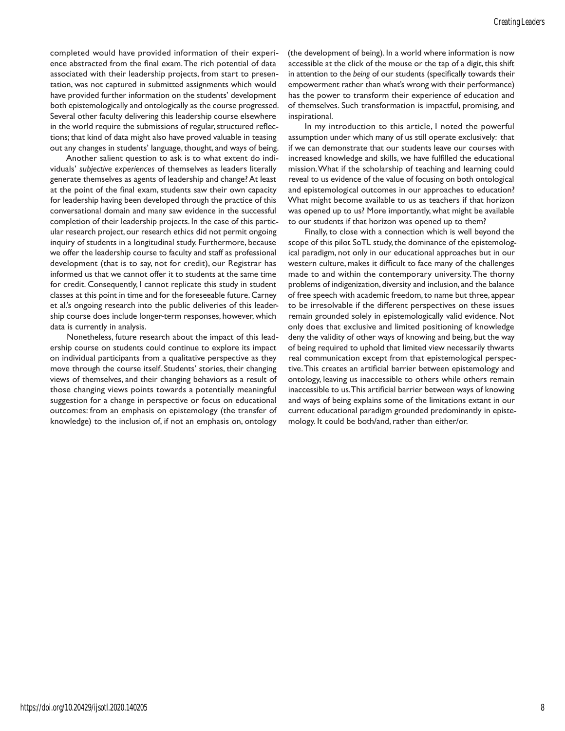completed would have provided information of their experience abstracted from the final exam. The rich potential of data associated with their leadership projects, from start to presentation, was not captured in submitted assignments which would have provided further information on the students' development both epistemologically and ontologically as the course progressed. Several other faculty delivering this leadership course elsewhere in the world require the submissions of regular, structured reflections; that kind of data might also have proved valuable in teasing out any changes in students' language, thought, and ways of being.

Another salient question to ask is to what extent do individuals' *subjective experiences* of themselves as leaders literally generate themselves as agents of leadership and change? At least at the point of the final exam, students saw their own capacity for leadership having been developed through the practice of this conversational domain and many saw evidence in the successful completion of their leadership projects. In the case of this particular research project, our research ethics did not permit ongoing inquiry of students in a longitudinal study. Furthermore, because we offer the leadership course to faculty and staff as professional development (that is to say, not for credit), our Registrar has informed us that we cannot offer it to students at the same time for credit. Consequently, I cannot replicate this study in student classes at this point in time and for the foreseeable future. Carney et al.'s ongoing research into the public deliveries of this leadership course does include longer-term responses, however, which data is currently in analysis.

Nonetheless, future research about the impact of this leadership course on students could continue to explore its impact on individual participants from a qualitative perspective as they move through the course itself. Students' stories, their changing views of themselves, and their changing behaviors as a result of those changing views points towards a potentially meaningful suggestion for a change in perspective or focus on educational outcomes: from an emphasis on epistemology (the transfer of knowledge) to the inclusion of, if not an emphasis on, ontology (the development of being). In a world where information is now accessible at the click of the mouse or the tap of a digit, this shift in attention to the *being* of our students (specifically towards their empowerment rather than what's wrong with their performance) has the power to transform their experience of education and of themselves. Such transformation is impactful, promising, and inspirational.

In my introduction to this article, I noted the powerful assumption under which many of us still operate exclusively: that if we can demonstrate that our students leave our courses with increased knowledge and skills, we have fulfilled the educational mission. What if the scholarship of teaching and learning could reveal to us evidence of the value of focusing on both ontological and epistemological outcomes in our approaches to education? What might become available to us as teachers if that horizon was opened up to us? More importantly, what might be available to our students if that horizon was opened up to them?

Finally, to close with a connection which is well beyond the scope of this pilot SoTL study, the dominance of the epistemological paradigm, not only in our educational approaches but in our western culture, makes it difficult to face many of the challenges made to and within the contemporary university. The thorny problems of indigenization, diversity and inclusion, and the balance of free speech with academic freedom, to name but three, appear to be irresolvable if the different perspectives on these issues remain grounded solely in epistemologically valid evidence. Not only does that exclusive and limited positioning of knowledge deny the validity of other ways of knowing and being, but the way of being required to uphold that limited view necessarily thwarts real communication except from that epistemological perspective. This creates an artificial barrier between epistemology and ontology, leaving us inaccessible to others while others remain inaccessible to us. This artificial barrier between ways of knowing and ways of being explains some of the limitations extant in our current educational paradigm grounded predominantly in epistemology. It could be both/and, rather than either/or.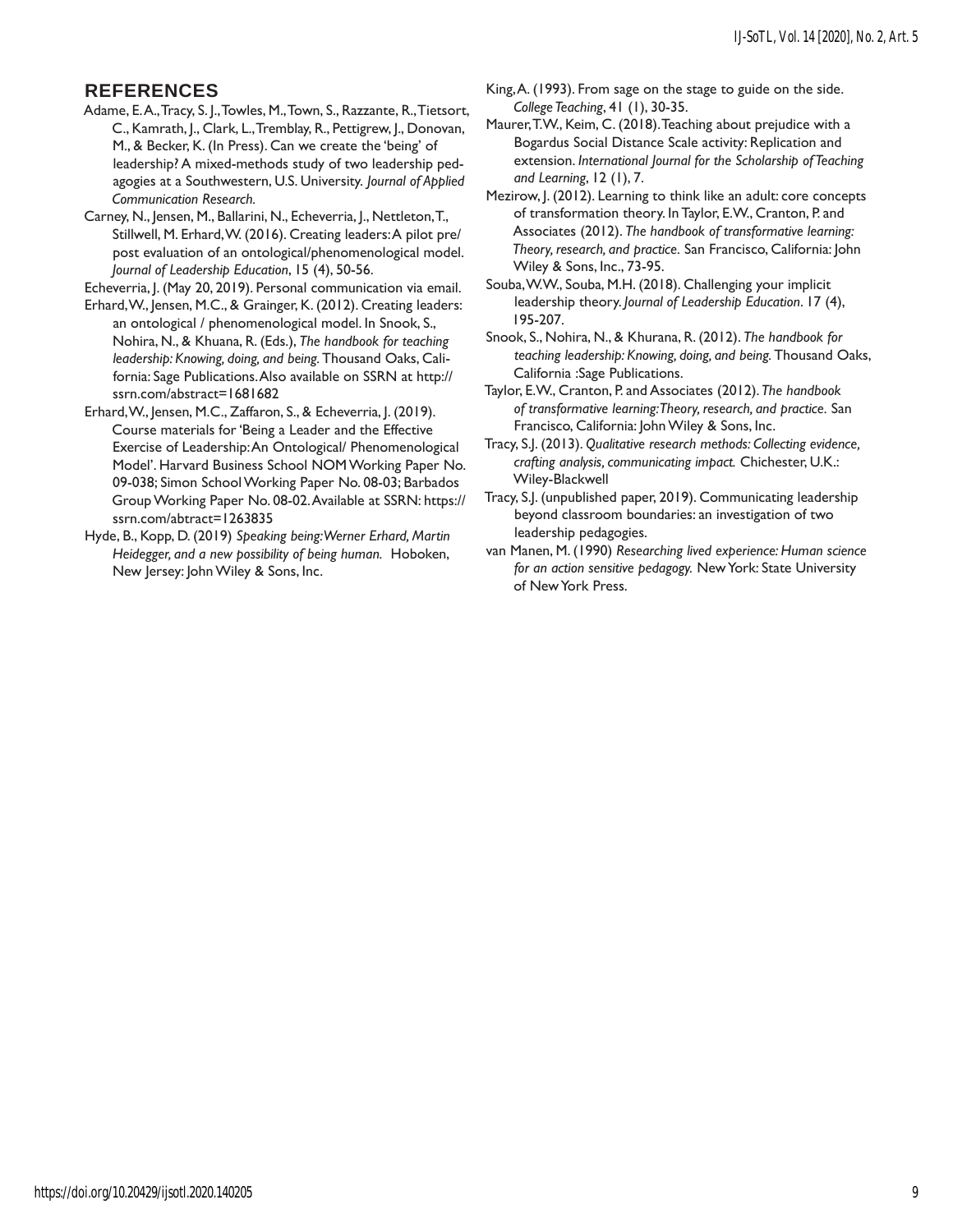## REFERENCES

Adame, E. A., Tracy, S. J., Towles, M., Town, S., Razzante, R., Tietsort, C., Kamrath, J., Clark, L., Tremblay, R., Pettigrew, J., Donovan, M., & Becker, K. (In Press). Can we create the 'being' of leadership? A mixed-methods study of two leadership pedagogies at a Southwestern, U.S. University. *Journal of Applied Communication Research.*

Carney, N., Jensen, M., Ballarini, N., Echeverria, J., Nettleton, T., Stillwell, M. Erhard, W. (2016). Creating leaders: A pilot pre/post evaluation of an ontological/phenomenological model. *Journal of Leadership Education*, 15 (4), 50-56.

Echeverria, J. (May 20, 2019). Personal communication via email.

Erhard, W., Jensen, M.C., & Grainger, K. (2012). Creating leaders: an ontological / phenomenological model. In Snook, S., Nohira, N., & Khuana, R. (Eds.), *The handbook for teaching leadership: Knowing, doing, and being.* Thousand Oaks, California: Sage Publications. Also available on SSRN at http://ssrn.com/abstract=1681682

Erhard, W., Jensen, M.C., Zaffaron, S., & Echeverria, J. (2019). Course materials for 'Being a Leader and the Effective Exercise of Leadership: An Ontological/ Phenomenological Model'. Harvard Business School NOM Working Paper No. 09-038; Simon School Working Paper No. 08-03; Barbados Group Working Paper No. 08-02. Available at SSRN: https://ssrn.com/abtract=1263835

Hyde, B., Kopp, D. (2019) *Speaking being: Werner Erhard, Martin Heidegger, and a new possibility of being human.* Hoboken, New Jersey: John Wiley & Sons, Inc.

King, A. (1993). From sage on the stage to guide on the side. *College Teaching*, 41 (1), 30-35.

Maurer, T.W., Keim, C. (2018). Teaching about prejudice with a Bogardus Social Distance Scale activity: Replication and extension. *International Journal for the Scholarship of Teaching and Learning*, 12 (1), 7.

Mezirow, J. (2012). Learning to think like an adult: core concepts of transformation theory. In Taylor, E.W., Cranton, P. and Associates (2012). *The handbook of transformative learning: Theory, research, and practice.* San Francisco, California: John Wiley & Sons, Inc., 73-95.

Souba, W.W., Souba, M.H. (2018). Challenging your implicit leadership theory. *Journal of Leadership Education*. 17 (4), 195-207.

Snook, S., Nohira, N., & Khurana, R. (2012). *The handbook for teaching leadership: Knowing, doing, and being.* Thousand Oaks, California :Sage Publications.

Taylor, E.W., Cranton, P. and Associates (2012). *The handbook of transformative learning: Theory, research, and practice.* San Francisco, California: John Wiley & Sons, Inc.

Tracy, S.J. (2013). *Qualitative research methods: Collecting evidence, crafting analysis, communicating impact.* Chichester, U.K.: Wiley-Blackwell

Tracy, S.J. (unpublished paper, 2019). Communicating leadership beyond classroom boundaries: an investigation of two leadership pedagogies.

van Manen, M. (1990) *Researching lived experience: Human science for an action sensitive pedagogy.* New York: State University of New York Press.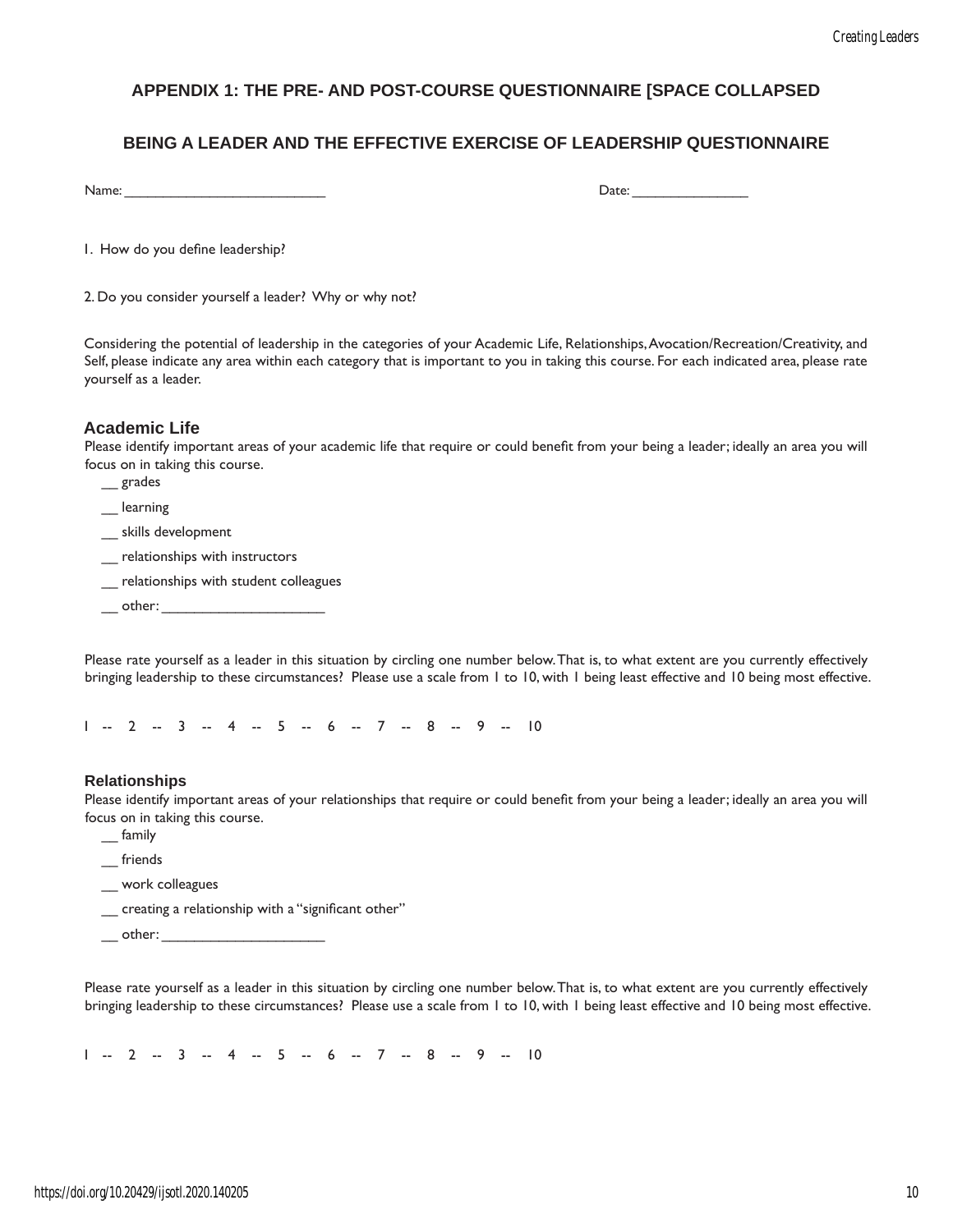## APPENDIX 1: THE PRE- AND POST-COURSE QUESTIONNAIRE [SPACE COLLAPSED

## BEING A LEADER AND THE EFFECTIVE EXERCISE OF LEADERSHIP QUESTIONNAIRE

Name: ___________________________ Date: ________________

1. How do you define leadership?

2. Do you consider yourself a leader? Why or why not?

Considering the potential of leadership in the categories of your Academic Life, Relationships, Avocation/Recreation/Creativity, and Self, please indicate any area within each category that is important to you in taking this course. For each indicated area, please rate yourself as a leader.

### Academic Life

Please identify important areas of your academic life that require or could benefit from your being a leader; ideally an area you will focus on in taking this course.

__ grades

__ learning

__ skills development

__ relationships with instructors

__ relationships with student colleagues

__ other: ______________________

Please rate yourself as a leader in this situation by circling one number below. That is, to what extent are you currently effectively bringing leadership to these circumstances? Please use a scale from 1 to 10, with 1 being least effective and 10 being most effective.

1 -- 2 -- 3 -- 4 -- 5 -- 6 -- 7 -- 8 -- 9 -- 10

### Relationships

Please identify important areas of your relationships that require or could benefit from your being a leader; ideally an area you will focus on in taking this course.

__ family

__ friends

__ work colleagues

__ creating a relationship with a "significant other"

__ other: ______________________

Please rate yourself as a leader in this situation by circling one number below. That is, to what extent are you currently effectively bringing leadership to these circumstances? Please use a scale from 1 to 10, with 1 being least effective and 10 being most effective.

1 -- 2 -- 3 -- 4 -- 5 -- 6 -- 7 -- 8 -- 9 -- 10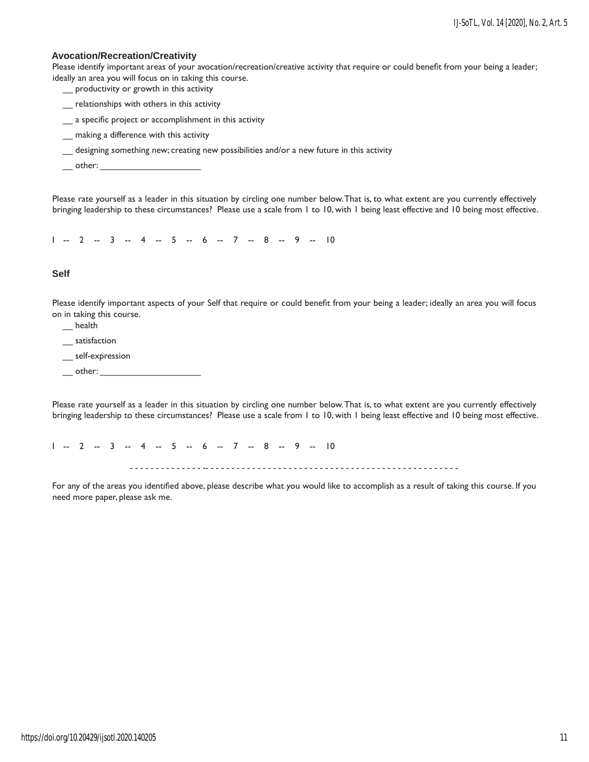### Avocation/Recreation/Creativity

Please identify important areas of your avocation/recreation/creative activity that require or could benefit from your being a leader; ideally an area you will focus on in taking this course.

__ productivity or growth in this activity

__ relationships with others in this activity

__ a specific project or accomplishment in this activity

__ making a difference with this activity

__ designing something new; creating new possibilities and/or a new future in this activity

__ other: ______________________

Please rate yourself as a leader in this situation by circling one number below. That is, to what extent are you currently effectively bringing leadership to these circumstances? Please use a scale from 1 to 10, with 1 being least effective and 10 being most effective.

1 -- 2 -- 3 -- 4 -- 5 -- 6 -- 7 -- 8 -- 9 -- 10

### Self

Please identify important aspects of your Self that require or could benefit from your being a leader; ideally an area you will focus on in taking this course.

__ health

__ satisfaction

__ self-expression

__ other: ______________________

Please rate yourself as a leader in this situation by circling one number below. That is, to what extent are you currently effectively bringing leadership to these circumstances? Please use a scale from 1 to 10, with 1 being least effective and 10 being most effective.

1 -- 2 -- 3 -- 4 -- 5 -- 6 -- 7 -- 8 -- 9 -- 10

- - - - - - - - - - - - - - - - - - - - - - - - - - - - - - - - - - - - - - - - - - - - - - - - - - - - - - - - - - - - - - -

For any of the areas you identified above, please describe what you would like to accomplish as a result of taking this course. If you need more paper, please ask me.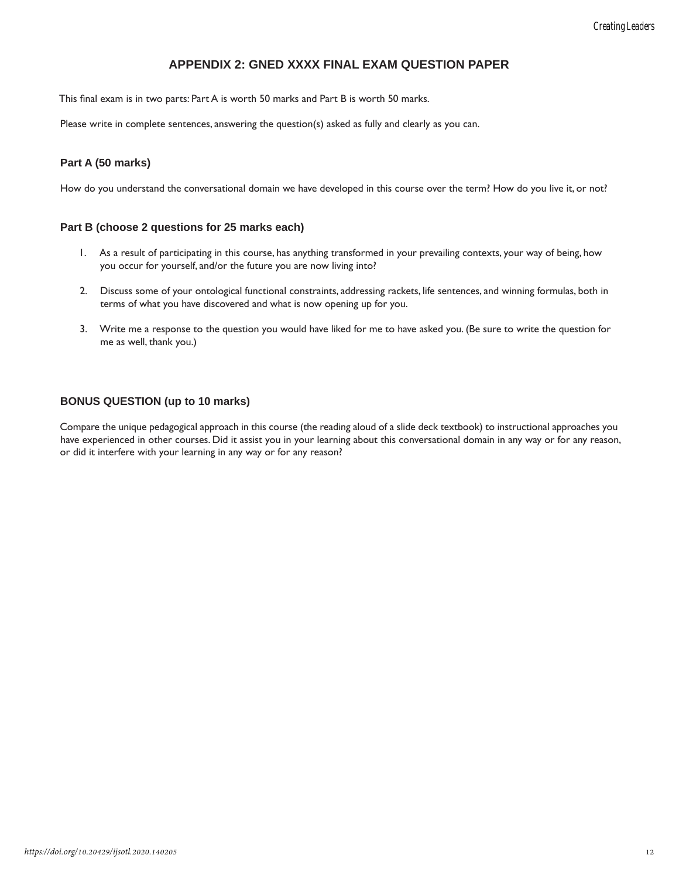## APPENDIX 2: GNED XXXX FINAL EXAM QUESTION PAPER

This final exam is in two parts: Part A is worth 50 marks and Part B is worth 50 marks.

Please write in complete sentences, answering the question(s) asked as fully and clearly as you can.

### Part A (50 marks)

How do you understand the conversational domain we have developed in this course over the term? How do you live it, or not?

### Part B (choose 2 questions for 25 marks each)

1. As a result of participating in this course, has anything transformed in your prevailing contexts, your way of being, how you occur for yourself, and/or the future you are now living into?
2. Discuss some of your ontological functional constraints, addressing rackets, life sentences, and winning formulas, both in terms of what you have discovered and what is now opening up for you.
3. Write me a response to the question you would have liked for me to have asked you. (Be sure to write the question for me as well, thank you.)

### BONUS QUESTION (up to 10 marks)

Compare the unique pedagogical approach in this course (the reading aloud of a slide deck textbook) to instructional approaches you have experienced in other courses. Did it assist you in your learning about this conversational domain in any way or for any reason, or did it interfere with your learning in any way or for any reason?